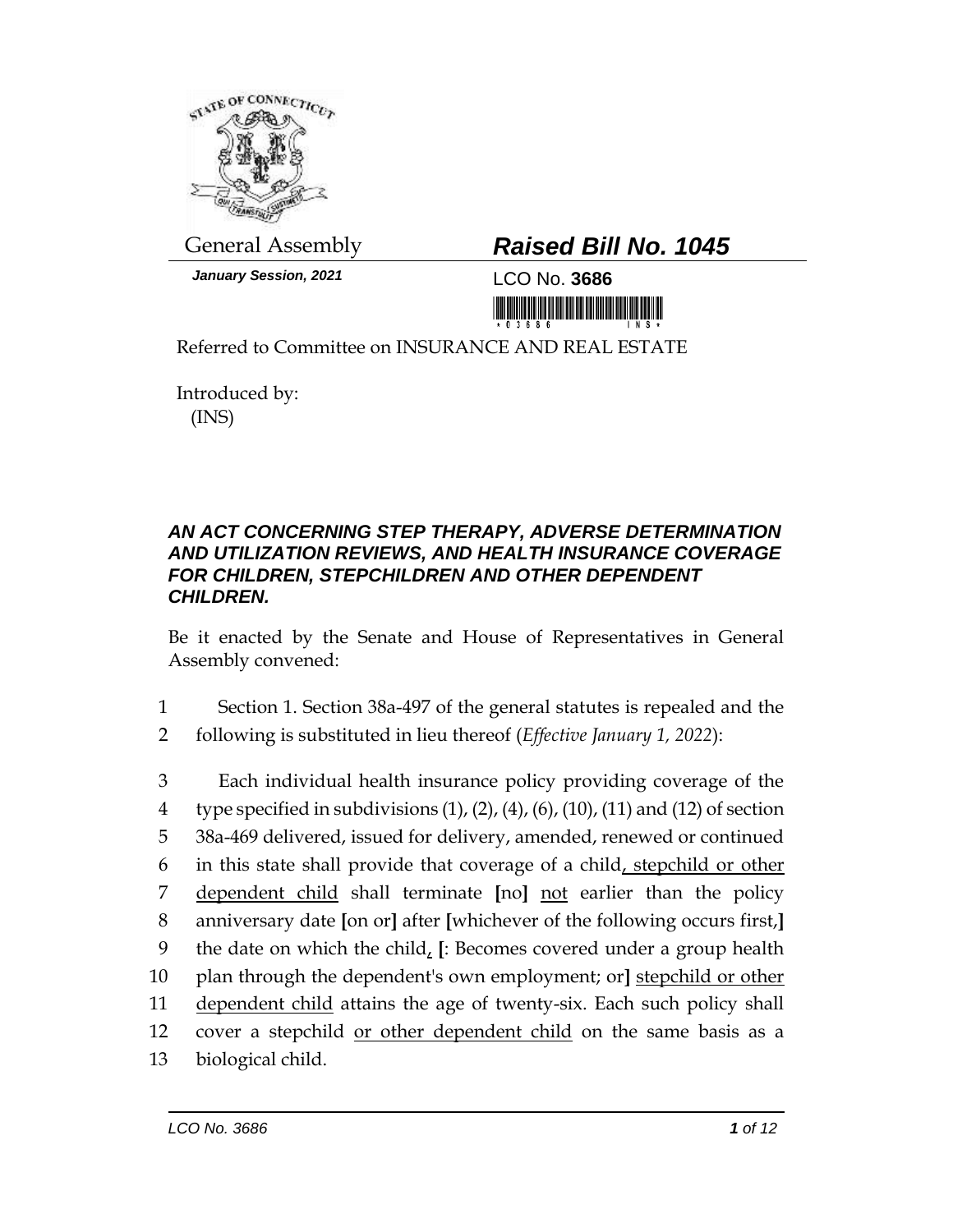General Assembly

***Raised Bill No. 1045***

*January Session, 2021*

LCO No. **3686**

Referred to Committee on INSURANCE AND REAL ESTATE

Introduced by:
(INS)

## *AN ACT CONCERNING STEP THERAPY, ADVERSE DETERMINATION AND UTILIZATION REVIEWS, AND HEALTH INSURANCE COVERAGE FOR CHILDREN, STEPCHILDREN AND OTHER DEPENDENT CHILDREN.*

Be it enacted by the Senate and House of Representatives in General Assembly convened:

1 Section 1. Section 38a-497 of the general statutes is repealed and the
2 following is substituted in lieu thereof (*Effective January 1, 2022*):

3 Each individual health insurance policy providing coverage of the
4 type specified in subdivisions (1), (2), (4), (6), (10), (11) and (12) of section
5 38a-469 delivered, issued for delivery, amended, renewed or continued
6 in this state shall provide that coverage of a child<u>, stepchild or other</u>
7 <u>dependent child</u> shall terminate **[**no**]** <u>not</u> earlier than the policy
8 anniversary date **[**on or**]** after **[**whichever of the following occurs first,**]**
9 the date on which the child<u>,</u> **[**: Becomes covered under a group health
10 plan through the dependent's own employment; or**]** <u>stepchild or other</u>
11 <u>dependent child</u> attains the age of twenty-six. Each such policy shall
12 cover a stepchild <u>or other dependent child</u> on the same basis as a
13 biological child.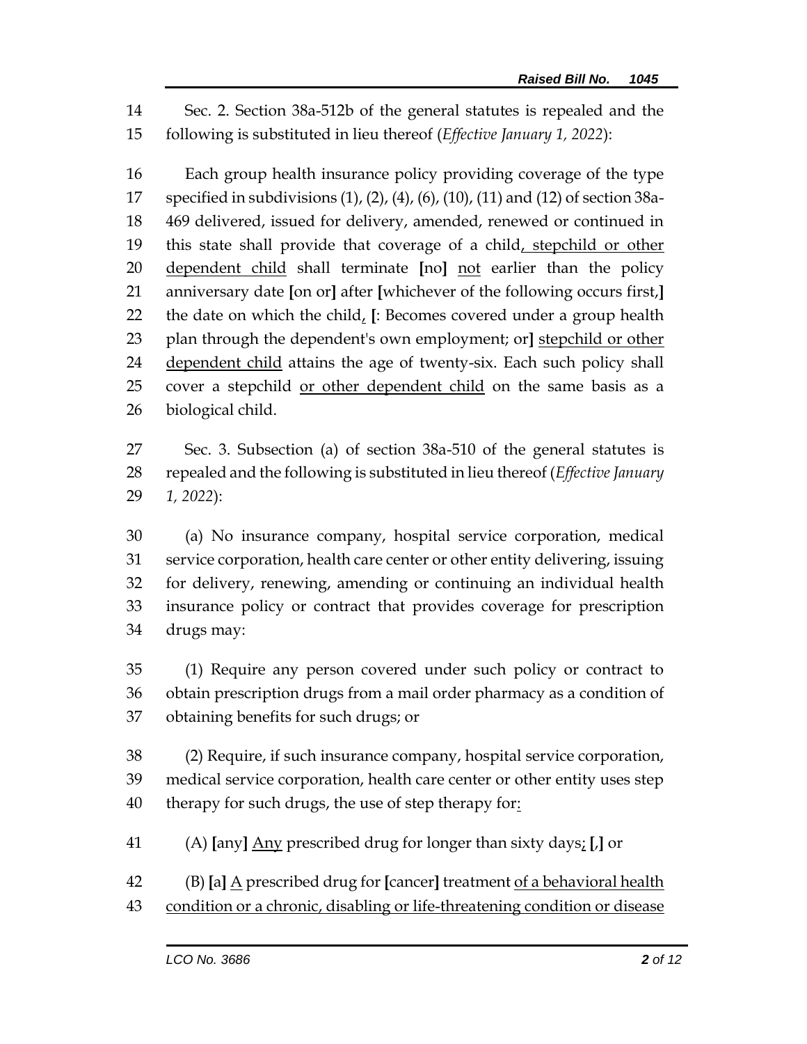Sec. 2. Section 38a-512b of the general statutes is repealed and the following is substituted in lieu thereof (*Effective January 1, 2022*):

Each group health insurance policy providing coverage of the type specified in subdivisions (1), (2), (4), (6), (10), (11) and (12) of section 38a-469 delivered, issued for delivery, amended, renewed or continued in this state shall provide that coverage of a child<u>, stepchild or other dependent child</u> shall terminate **[**no**]** <u>not</u> earlier than the policy anniversary date **[**on or**]** after **[**whichever of the following occurs first,**]** the date on which the child<u>,</u> **[**: Becomes covered under a group health plan through the dependent's own employment; or**]** <u>stepchild or other dependent child</u> attains the age of twenty-six. Each such policy shall cover a stepchild <u>or other dependent child</u> on the same basis as a biological child.

Sec. 3. Subsection (a) of section 38a-510 of the general statutes is repealed and the following is substituted in lieu thereof (*Effective January 1, 2022*):

(a) No insurance company, hospital service corporation, medical service corporation, health care center or other entity delivering, issuing for delivery, renewing, amending or continuing an individual health insurance policy or contract that provides coverage for prescription drugs may:

(1) Require any person covered under such policy or contract to obtain prescription drugs from a mail order pharmacy as a condition of obtaining benefits for such drugs; or

(2) Require, if such insurance company, hospital service corporation, medical service corporation, health care center or other entity uses step therapy for such drugs, the use of step therapy for<u>:</u>

(A) **[**any**]** <u>Any</u> prescribed drug for longer than sixty days<u>;</u> **[**,**]** or

(B) **[**a**]** <u>A</u> prescribed drug for **[**cancer**]** treatment <u>of a behavioral health condition or a chronic, disabling or life-threatening condition or disease</u>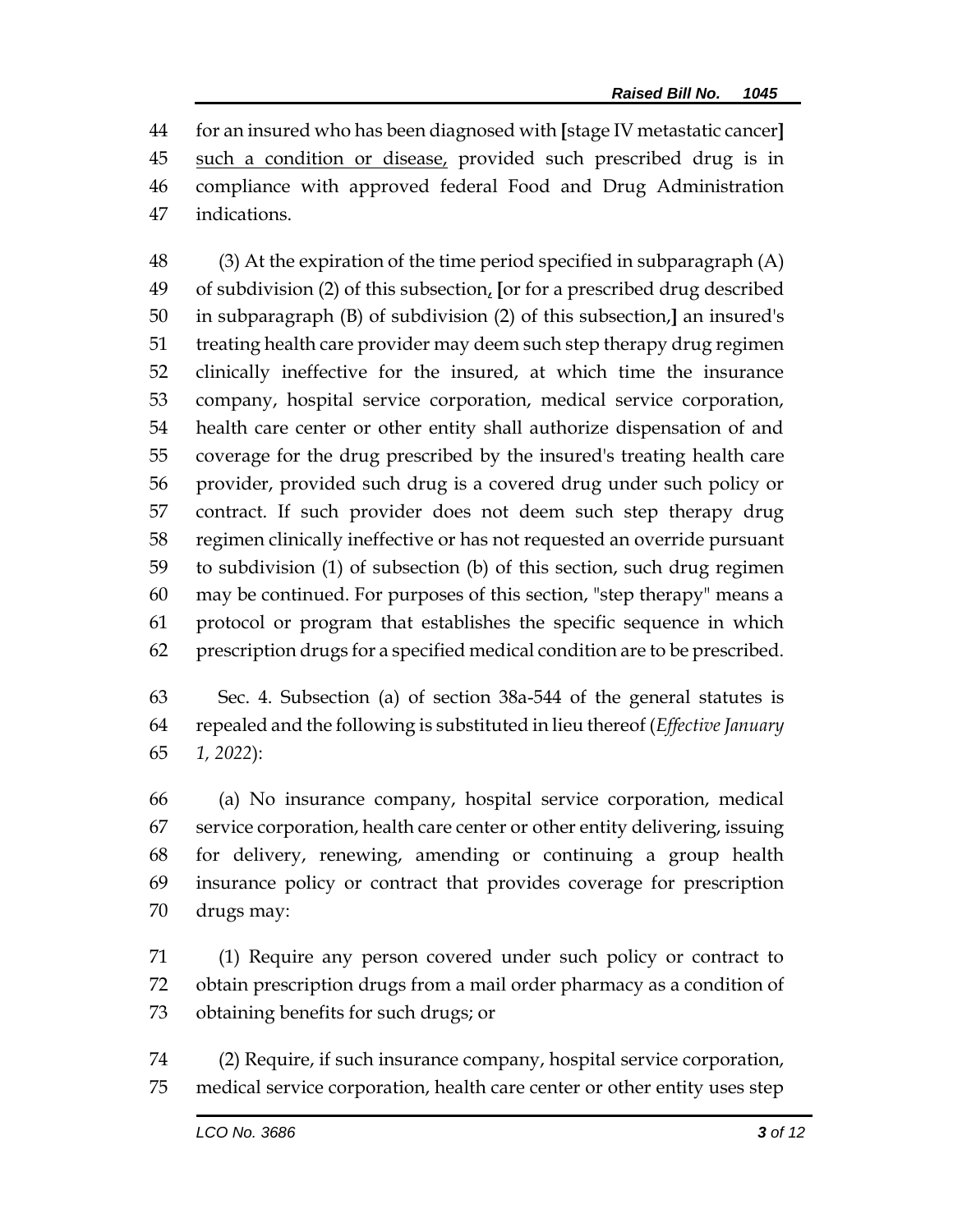for an insured who has been diagnosed with [stage IV metastatic cancer] such a condition or disease, provided such prescribed drug is in compliance with approved federal Food and Drug Administration indications.

(3) At the expiration of the time period specified in subparagraph (A) of subdivision (2) of this subsection, [or for a prescribed drug described in subparagraph (B) of subdivision (2) of this subsection,] an insured's treating health care provider may deem such step therapy drug regimen clinically ineffective for the insured, at which time the insurance company, hospital service corporation, medical service corporation, health care center or other entity shall authorize dispensation of and coverage for the drug prescribed by the insured's treating health care provider, provided such drug is a covered drug under such policy or contract. If such provider does not deem such step therapy drug regimen clinically ineffective or has not requested an override pursuant to subdivision (1) of subsection (b) of this section, such drug regimen may be continued. For purposes of this section, "step therapy" means a protocol or program that establishes the specific sequence in which prescription drugs for a specified medical condition are to be prescribed.

Sec. 4. Subsection (a) of section 38a-544 of the general statutes is repealed and the following is substituted in lieu thereof (*Effective January 1, 2022*):

(a) No insurance company, hospital service corporation, medical service corporation, health care center or other entity delivering, issuing for delivery, renewing, amending or continuing a group health insurance policy or contract that provides coverage for prescription drugs may:

(1) Require any person covered under such policy or contract to obtain prescription drugs from a mail order pharmacy as a condition of obtaining benefits for such drugs; or

(2) Require, if such insurance company, hospital service corporation, medical service corporation, health care center or other entity uses step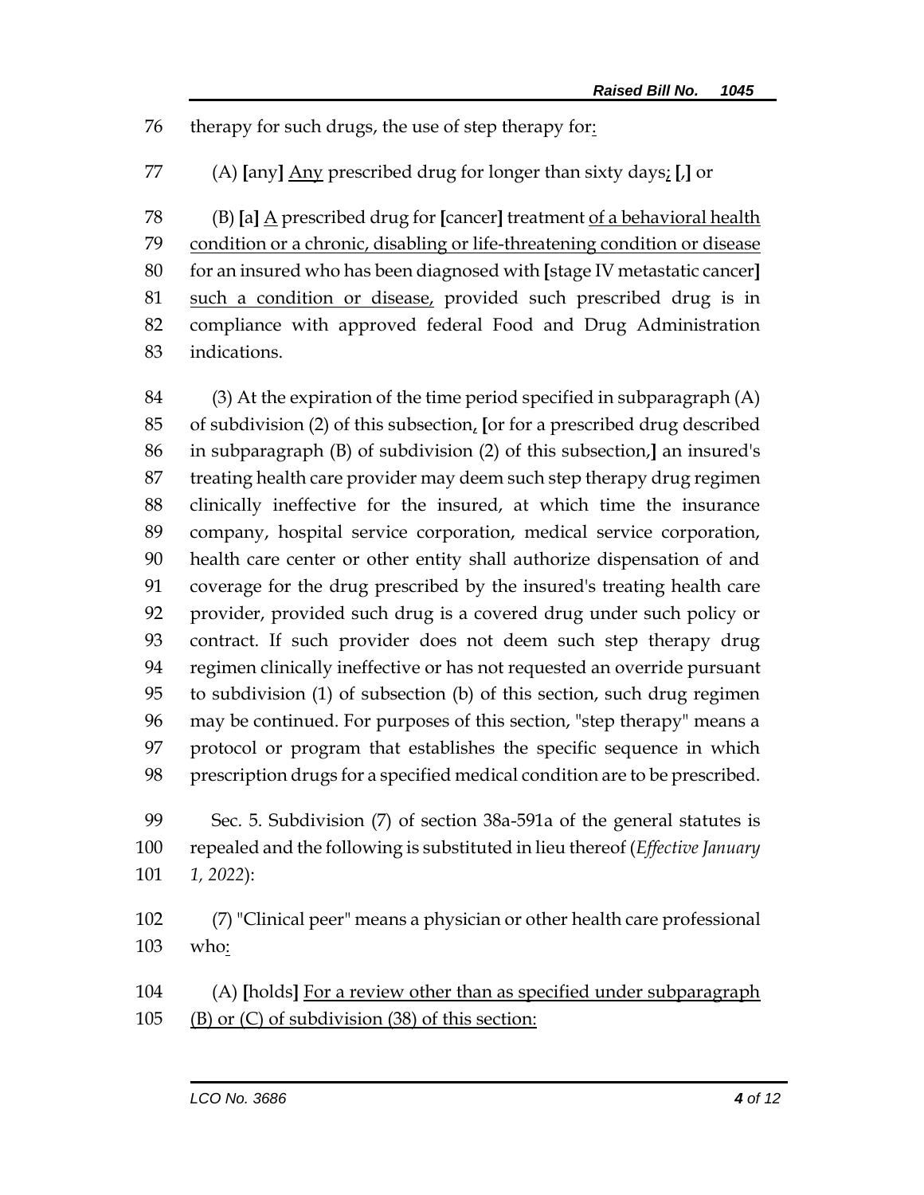therapy for such drugs, the use of step therapy for:

(A) [any] Any prescribed drug for longer than sixty days; [,] or

(B) [a] A prescribed drug for [cancer] treatment of a behavioral health condition or a chronic, disabling or life-threatening condition or disease for an insured who has been diagnosed with [stage IV metastatic cancer] such a condition or disease, provided such prescribed drug is in compliance with approved federal Food and Drug Administration indications.

(3) At the expiration of the time period specified in subparagraph (A) of subdivision (2) of this subsection, [or for a prescribed drug described in subparagraph (B) of subdivision (2) of this subsection,] an insured's treating health care provider may deem such step therapy drug regimen clinically ineffective for the insured, at which time the insurance company, hospital service corporation, medical service corporation, health care center or other entity shall authorize dispensation of and coverage for the drug prescribed by the insured's treating health care provider, provided such drug is a covered drug under such policy or contract. If such provider does not deem such step therapy drug regimen clinically ineffective or has not requested an override pursuant to subdivision (1) of subsection (b) of this section, such drug regimen may be continued. For purposes of this section, "step therapy" means a protocol or program that establishes the specific sequence in which prescription drugs for a specified medical condition are to be prescribed.

Sec. 5. Subdivision (7) of section 38a-591a of the general statutes is repealed and the following is substituted in lieu thereof (*Effective January 1, 2022*):

(7) "Clinical peer" means a physician or other health care professional who:

(A) [holds] For a review other than as specified under subparagraph (B) or (C) of subdivision (38) of this section: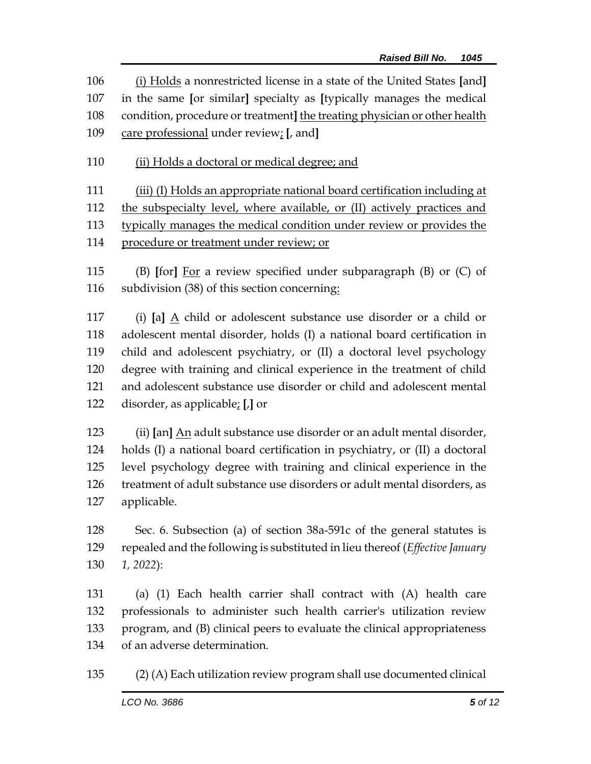106 (i) Holds a nonrestricted license in a state of the United States [and]
107 in the same [or similar] specialty as [typically manages the medical
108 condition, procedure or treatment] the treating physician or other health
109 care professional under review; [, and]

110 (ii) Holds a doctoral or medical degree; and

111 (iii) (I) Holds an appropriate national board certification including at
112 the subspecialty level, where available, or (II) actively practices and
113 typically manages the medical condition under review or provides the
114 procedure or treatment under review; or

115 (B) [for] For a review specified under subparagraph (B) or (C) of
116 subdivision (38) of this section concerning:

117 (i) [a] A child or adolescent substance use disorder or a child or
118 adolescent mental disorder, holds (I) a national board certification in
119 child and adolescent psychiatry, or (II) a doctoral level psychology
120 degree with training and clinical experience in the treatment of child
121 and adolescent substance use disorder or child and adolescent mental
122 disorder, as applicable; [,] or

123 (ii) [an] An adult substance use disorder or an adult mental disorder,
124 holds (I) a national board certification in psychiatry, or (II) a doctoral
125 level psychology degree with training and clinical experience in the
126 treatment of adult substance use disorders or adult mental disorders, as
127 applicable.

128 Sec. 6. Subsection (a) of section 38a-591c of the general statutes is
129 repealed and the following is substituted in lieu thereof (*Effective January
130 1, 2022*):

131 (a) (1) Each health carrier shall contract with (A) health care
132 professionals to administer such health carrier's utilization review
133 program, and (B) clinical peers to evaluate the clinical appropriateness
134 of an adverse determination.

135 (2) (A) Each utilization review program shall use documented clinical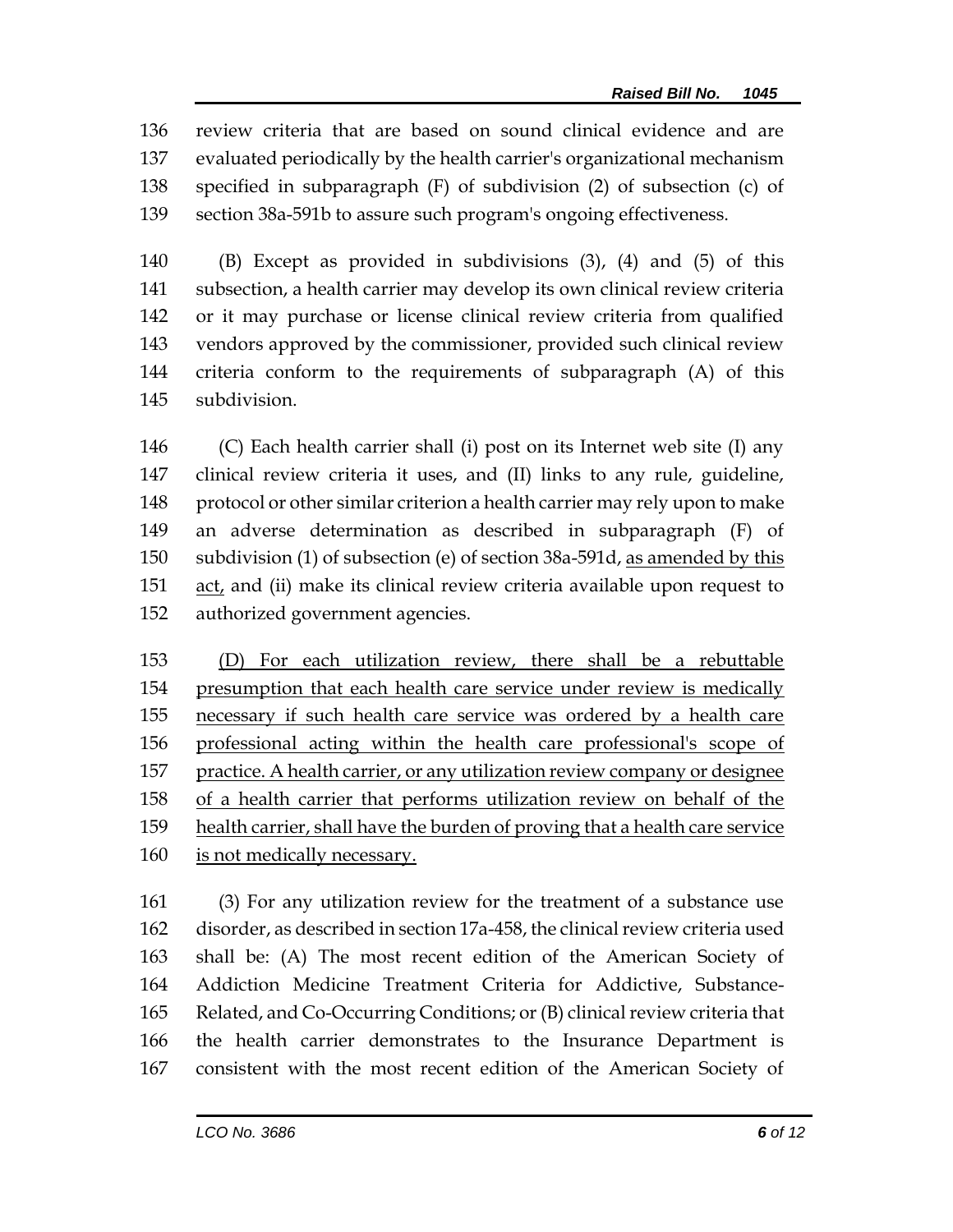review criteria that are based on sound clinical evidence and are evaluated periodically by the health carrier's organizational mechanism specified in subparagraph (F) of subdivision (2) of subsection (c) of section 38a-591b to assure such program's ongoing effectiveness.

(B) Except as provided in subdivisions (3), (4) and (5) of this subsection, a health carrier may develop its own clinical review criteria or it may purchase or license clinical review criteria from qualified vendors approved by the commissioner, provided such clinical review criteria conform to the requirements of subparagraph (A) of this subdivision.

(C) Each health carrier shall (i) post on its Internet web site (I) any clinical review criteria it uses, and (II) links to any rule, guideline, protocol or other similar criterion a health carrier may rely upon to make an adverse determination as described in subparagraph (F) of subdivision (1) of subsection (e) of section 38a-591d, <u>as amended by this act,</u> and (ii) make its clinical review criteria available upon request to authorized government agencies.

<u>(D) For each utilization review, there shall be a rebuttable presumption that each health care service under review is medically necessary if such health care service was ordered by a health care professional acting within the health care professional's scope of practice. A health carrier, or any utilization review company or designee of a health carrier that performs utilization review on behalf of the health carrier, shall have the burden of proving that a health care service is not medically necessary.</u>

(3) For any utilization review for the treatment of a substance use disorder, as described in section 17a-458, the clinical review criteria used shall be: (A) The most recent edition of the American Society of Addiction Medicine Treatment Criteria for Addictive, Substance-Related, and Co-Occurring Conditions; or (B) clinical review criteria that the health carrier demonstrates to the Insurance Department is consistent with the most recent edition of the American Society of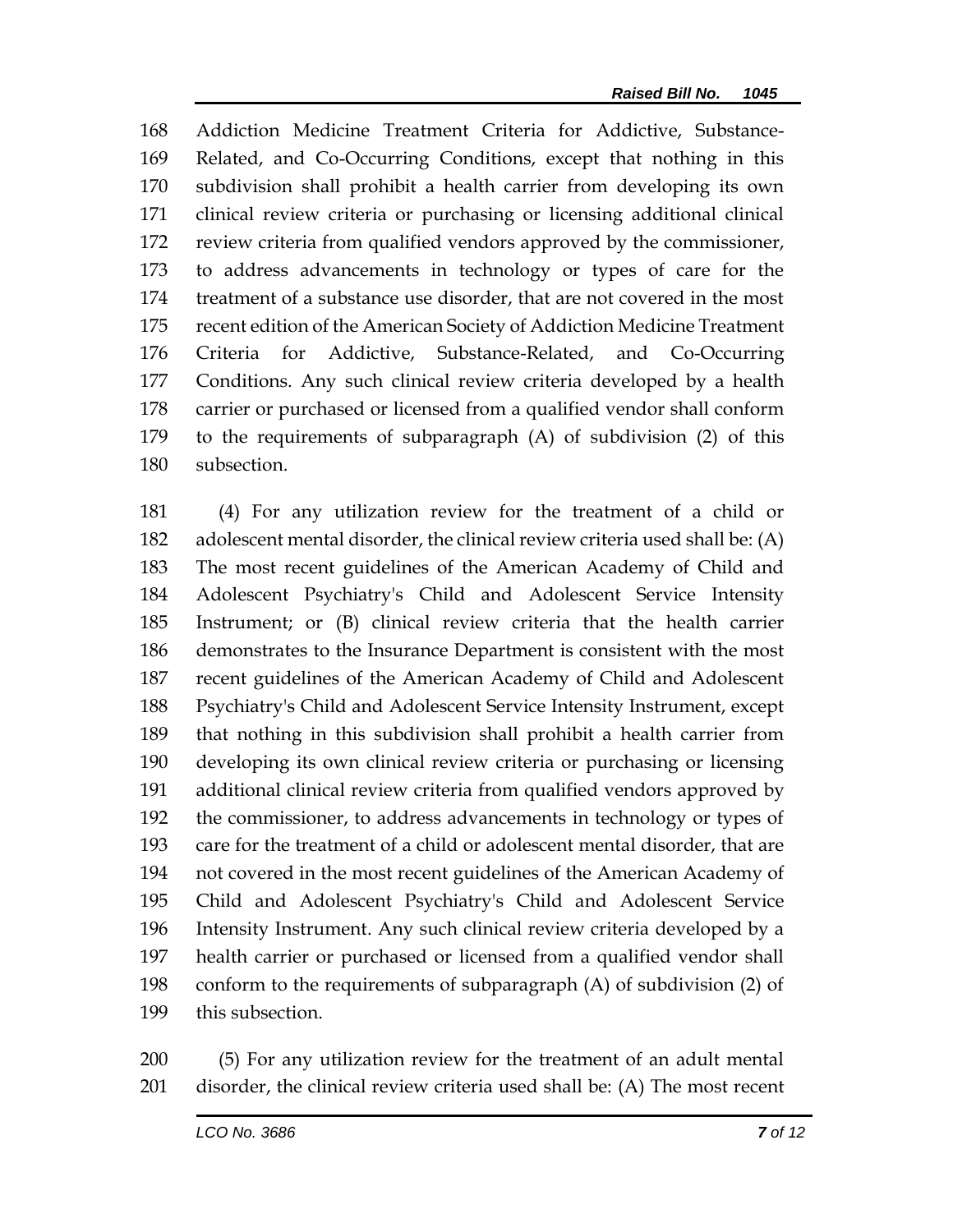168 Addiction Medicine Treatment Criteria for Addictive, Substance-
169 Related, and Co-Occurring Conditions, except that nothing in this
170 subdivision shall prohibit a health carrier from developing its own
171 clinical review criteria or purchasing or licensing additional clinical
172 review criteria from qualified vendors approved by the commissioner,
173 to address advancements in technology or types of care for the
174 treatment of a substance use disorder, that are not covered in the most
175 recent edition of the American Society of Addiction Medicine Treatment
176 Criteria for Addictive, Substance-Related, and Co-Occurring
177 Conditions. Any such clinical review criteria developed by a health
178 carrier or purchased or licensed from a qualified vendor shall conform
179 to the requirements of subparagraph (A) of subdivision (2) of this
180 subsection.

181 (4) For any utilization review for the treatment of a child or
182 adolescent mental disorder, the clinical review criteria used shall be: (A)
183 The most recent guidelines of the American Academy of Child and
184 Adolescent Psychiatry's Child and Adolescent Service Intensity
185 Instrument; or (B) clinical review criteria that the health carrier
186 demonstrates to the Insurance Department is consistent with the most
187 recent guidelines of the American Academy of Child and Adolescent
188 Psychiatry's Child and Adolescent Service Intensity Instrument, except
189 that nothing in this subdivision shall prohibit a health carrier from
190 developing its own clinical review criteria or purchasing or licensing
191 additional clinical review criteria from qualified vendors approved by
192 the commissioner, to address advancements in technology or types of
193 care for the treatment of a child or adolescent mental disorder, that are
194 not covered in the most recent guidelines of the American Academy of
195 Child and Adolescent Psychiatry's Child and Adolescent Service
196 Intensity Instrument. Any such clinical review criteria developed by a
197 health carrier or purchased or licensed from a qualified vendor shall
198 conform to the requirements of subparagraph (A) of subdivision (2) of
199 this subsection.

200 (5) For any utilization review for the treatment of an adult mental
201 disorder, the clinical review criteria used shall be: (A) The most recent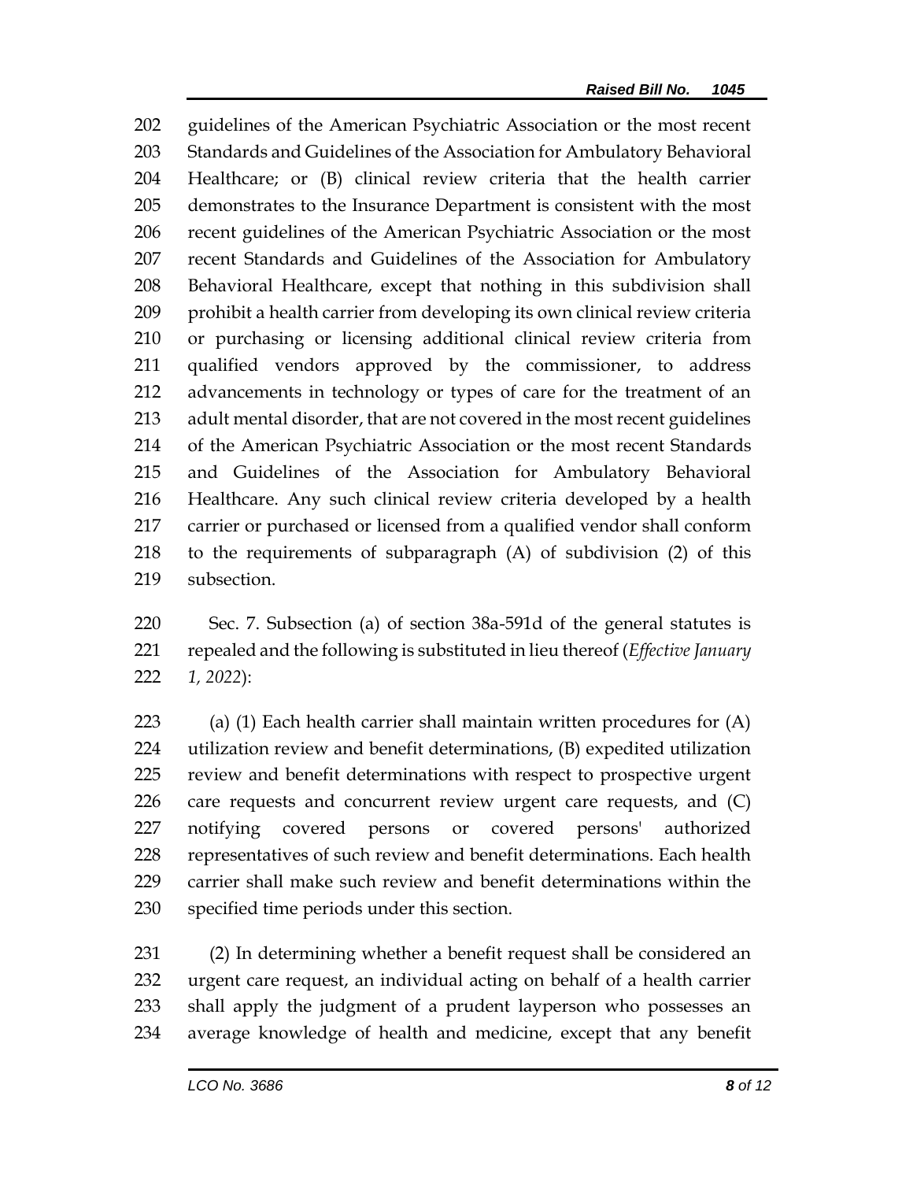guidelines of the American Psychiatric Association or the most recent Standards and Guidelines of the Association for Ambulatory Behavioral Healthcare; or (B) clinical review criteria that the health carrier demonstrates to the Insurance Department is consistent with the most recent guidelines of the American Psychiatric Association or the most recent Standards and Guidelines of the Association for Ambulatory Behavioral Healthcare, except that nothing in this subdivision shall prohibit a health carrier from developing its own clinical review criteria or purchasing or licensing additional clinical review criteria from qualified vendors approved by the commissioner, to address advancements in technology or types of care for the treatment of an adult mental disorder, that are not covered in the most recent guidelines of the American Psychiatric Association or the most recent Standards and Guidelines of the Association for Ambulatory Behavioral Healthcare. Any such clinical review criteria developed by a health carrier or purchased or licensed from a qualified vendor shall conform to the requirements of subparagraph (A) of subdivision (2) of this subsection.

Sec. 7. Subsection (a) of section 38a-591d of the general statutes is repealed and the following is substituted in lieu thereof (*Effective January 1, 2022*):

(a) (1) Each health carrier shall maintain written procedures for (A) utilization review and benefit determinations, (B) expedited utilization review and benefit determinations with respect to prospective urgent care requests and concurrent review urgent care requests, and (C) notifying covered persons or covered persons' authorized representatives of such review and benefit determinations. Each health carrier shall make such review and benefit determinations within the specified time periods under this section.

(2) In determining whether a benefit request shall be considered an urgent care request, an individual acting on behalf of a health carrier shall apply the judgment of a prudent layperson who possesses an average knowledge of health and medicine, except that any benefit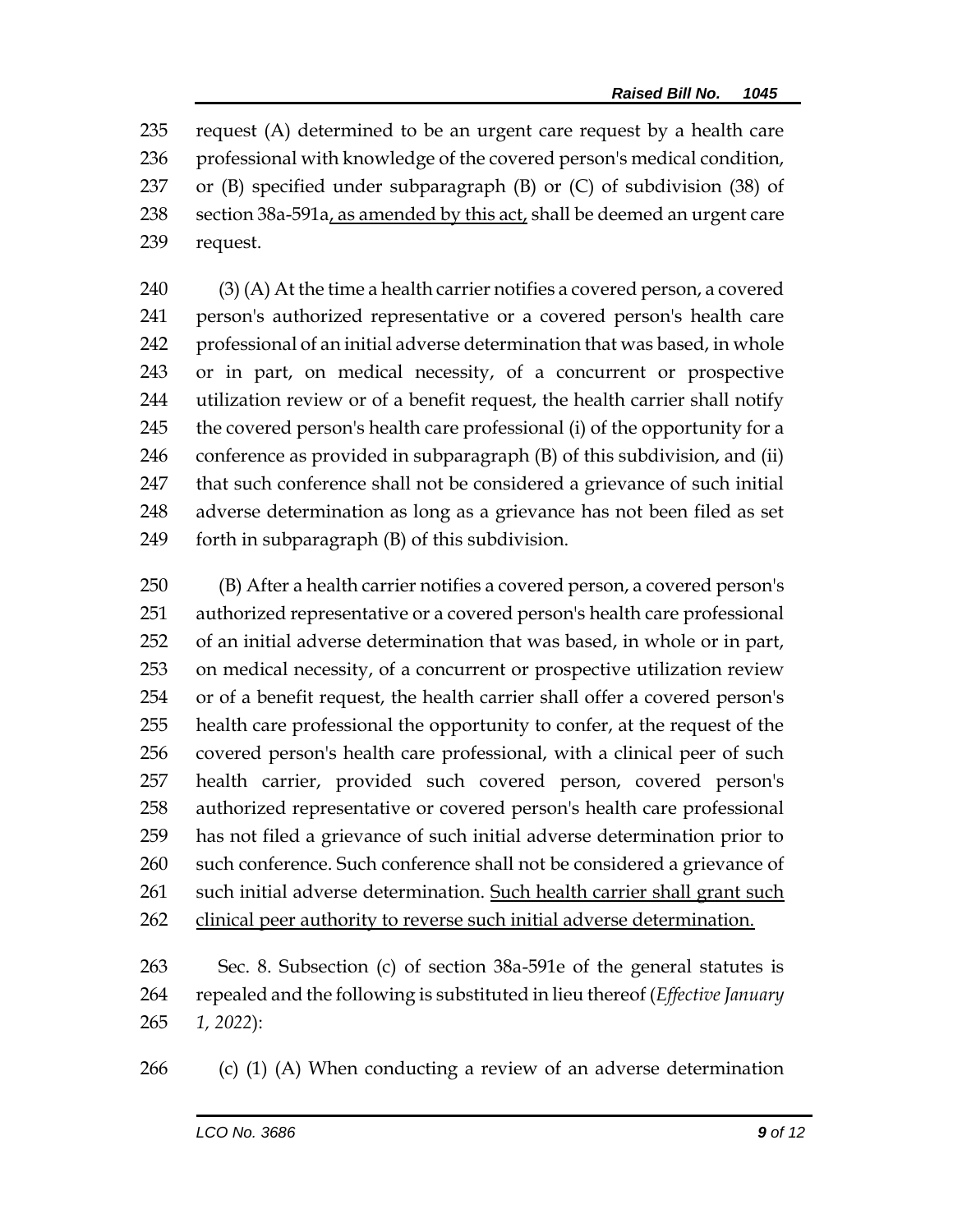request (A) determined to be an urgent care request by a health care professional with knowledge of the covered person's medical condition, or (B) specified under subparagraph (B) or (C) of subdivision (38) of section 38a-591a<u>, as amended by this act,</u> shall be deemed an urgent care request.

(3) (A) At the time a health carrier notifies a covered person, a covered person's authorized representative or a covered person's health care professional of an initial adverse determination that was based, in whole or in part, on medical necessity, of a concurrent or prospective utilization review or of a benefit request, the health carrier shall notify the covered person's health care professional (i) of the opportunity for a conference as provided in subparagraph (B) of this subdivision, and (ii) that such conference shall not be considered a grievance of such initial adverse determination as long as a grievance has not been filed as set forth in subparagraph (B) of this subdivision.

(B) After a health carrier notifies a covered person, a covered person's authorized representative or a covered person's health care professional of an initial adverse determination that was based, in whole or in part, on medical necessity, of a concurrent or prospective utilization review or of a benefit request, the health carrier shall offer a covered person's health care professional the opportunity to confer, at the request of the covered person's health care professional, with a clinical peer of such health carrier, provided such covered person, covered person's authorized representative or covered person's health care professional has not filed a grievance of such initial adverse determination prior to such conference. Such conference shall not be considered a grievance of such initial adverse determination. <u>Such health carrier shall grant such clinical peer authority to reverse such initial adverse determination.</u>

Sec. 8. Subsection (c) of section 38a-591e of the general statutes is repealed and the following is substituted in lieu thereof (*Effective January 1, 2022*):

(c) (1) (A) When conducting a review of an adverse determination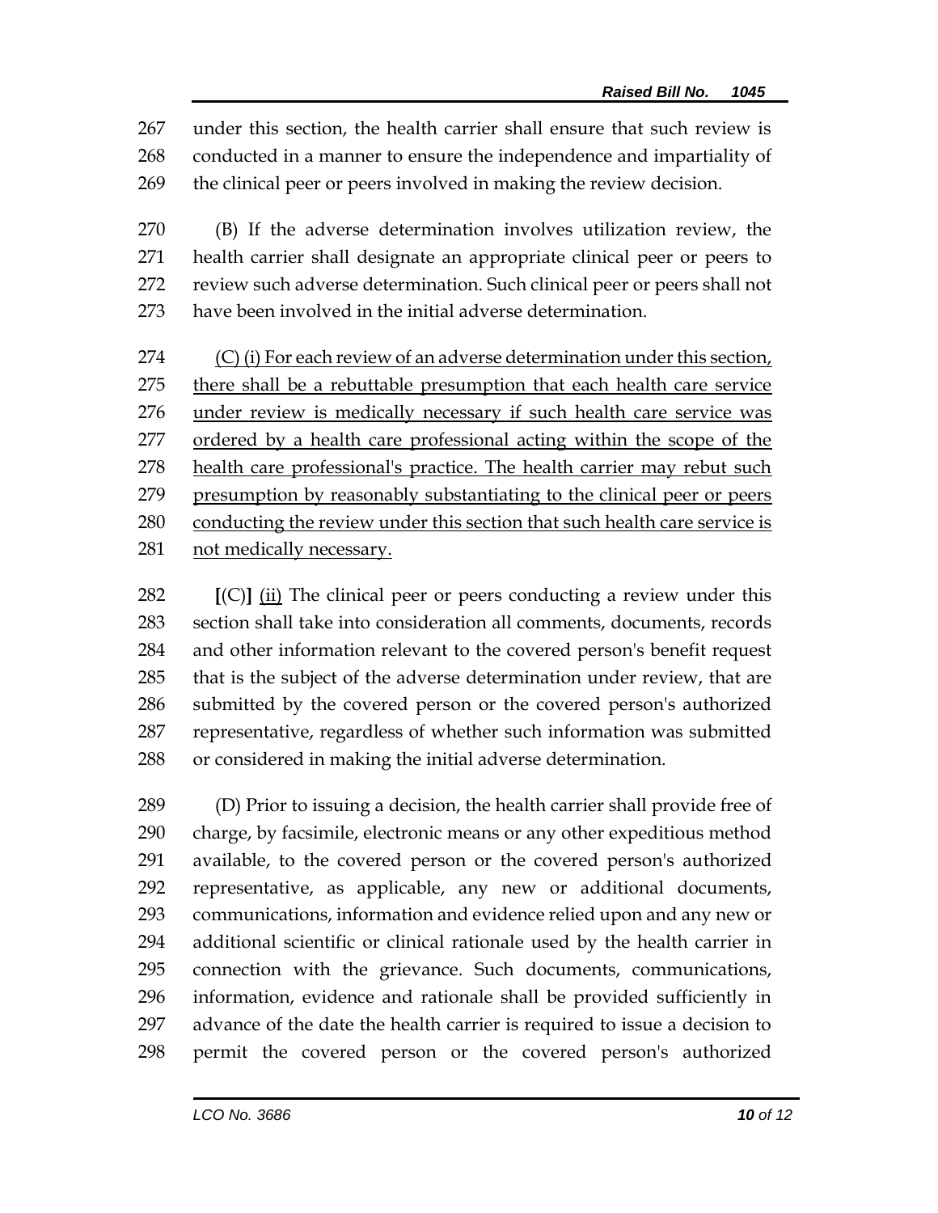under this section, the health carrier shall ensure that such review is conducted in a manner to ensure the independence and impartiality of the clinical peer or peers involved in making the review decision.

(B) If the adverse determination involves utilization review, the health carrier shall designate an appropriate clinical peer or peers to review such adverse determination. Such clinical peer or peers shall not have been involved in the initial adverse determination.

<u>(C) (i) For each review of an adverse determination under this section, there shall be a rebuttable presumption that each health care service under review is medically necessary if such health care service was ordered by a health care professional acting within the scope of the health care professional's practice. The health carrier may rebut such presumption by reasonably substantiating to the clinical peer or peers conducting the review under this section that such health care service is not medically necessary.</u>

**[**(C)**]** <u>(ii)</u> The clinical peer or peers conducting a review under this section shall take into consideration all comments, documents, records and other information relevant to the covered person's benefit request that is the subject of the adverse determination under review, that are submitted by the covered person or the covered person's authorized representative, regardless of whether such information was submitted or considered in making the initial adverse determination.

(D) Prior to issuing a decision, the health carrier shall provide free of charge, by facsimile, electronic means or any other expeditious method available, to the covered person or the covered person's authorized representative, as applicable, any new or additional documents, communications, information and evidence relied upon and any new or additional scientific or clinical rationale used by the health carrier in connection with the grievance. Such documents, communications, information, evidence and rationale shall be provided sufficiently in advance of the date the health carrier is required to issue a decision to permit the covered person or the covered person's authorized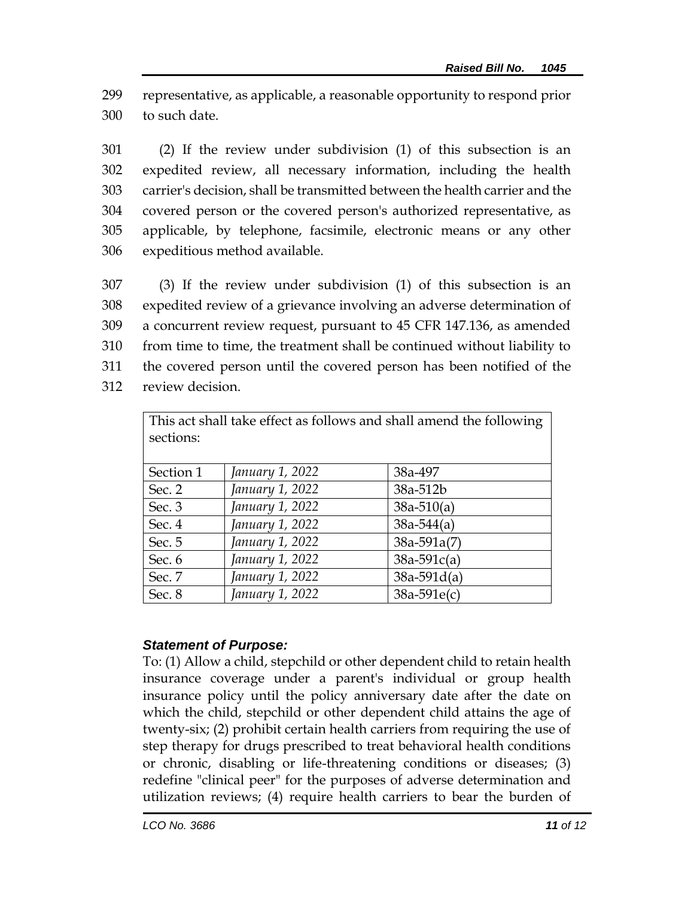299 representative, as applicable, a reasonable opportunity to respond prior
300 to such date.

301 (2) If the review under subdivision (1) of this subsection is an
302 expedited review, all necessary information, including the health
303 carrier's decision, shall be transmitted between the health carrier and the
304 covered person or the covered person's authorized representative, as
305 applicable, by telephone, facsimile, electronic means or any other
306 expeditious method available.

307 (3) If the review under subdivision (1) of this subsection is an
308 expedited review of a grievance involving an adverse determination of
309 a concurrent review request, pursuant to 45 CFR 147.136, as amended
310 from time to time, the treatment shall be continued without liability to
311 the covered person until the covered person has been notified of the
312 review decision.

| This act shall take effect as follows and shall amend the following sections: | | |
|---|---|---|
| Section 1 | *January 1, 2022* | 38a-497 |
| Sec. 2 | *January 1, 2022* | 38a-512b |
| Sec. 3 | *January 1, 2022* | 38a-510(a) |
| Sec. 4 | *January 1, 2022* | 38a-544(a) |
| Sec. 5 | *January 1, 2022* | 38a-591a(7) |
| Sec. 6 | *January 1, 2022* | 38a-591c(a) |
| Sec. 7 | *January 1, 2022* | 38a-591d(a) |
| Sec. 8 | *January 1, 2022* | 38a-591e(c) |

***Statement of Purpose:***

To: (1) Allow a child, stepchild or other dependent child to retain health insurance coverage under a parent's individual or group health insurance policy until the policy anniversary date after the date on which the child, stepchild or other dependent child attains the age of twenty-six; (2) prohibit certain health carriers from requiring the use of step therapy for drugs prescribed to treat behavioral health conditions or chronic, disabling or life-threatening conditions or diseases; (3) redefine "clinical peer" for the purposes of adverse determination and utilization reviews; (4) require health carriers to bear the burden of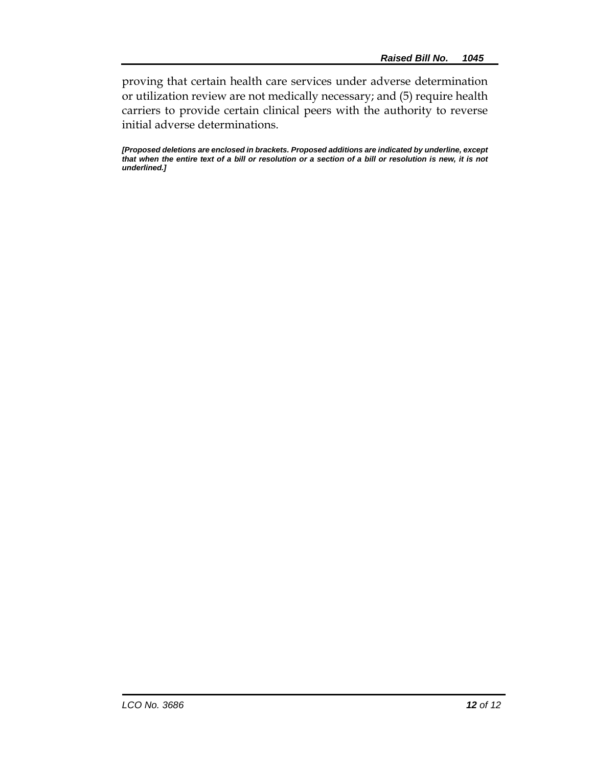proving that certain health care services under adverse determination or utilization review are not medically necessary; and (5) require health carriers to provide certain clinical peers with the authority to reverse initial adverse determinations.

***[Proposed deletions are enclosed in brackets. Proposed additions are indicated by underline, except that when the entire text of a bill or resolution or a section of a bill or resolution is new, it is not underlined.]***